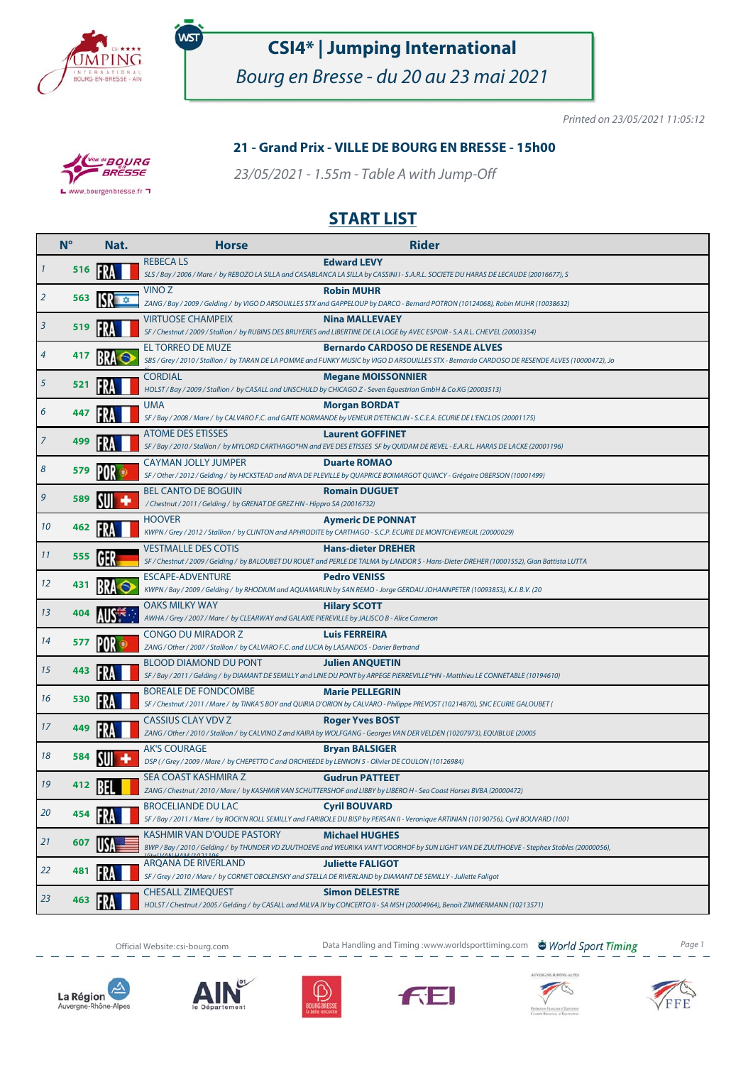# CSI4* | Jumping International

*Bourg en Bresse - du 20 au 23 mai 2021*

*Printed on 23/05/2021 11:05:12*

## 21 - Grand Prix - VILLE DE BOURG EN BRESSE - 15h00

*23/05/2021 - 1.55m - Table A with Jump-Off*

## START LIST

| | N° | Nat. | Horse | Rider |
|---|---|---|---|---|
| 1 | 516 | FRA | REBECA LS<br>*SLS / Bay / 2006 / Mare / by REBOZO LA SILLA and CASABLANCA LA SILLA by CASSINI I - S.A.R.L. SOCIETE DU HARAS DE LECAUDE (20016677), S* | **Edward LEVY** |
| 2 | 563 | ISR | VINO Z<br>*ZANG / Bay / 2009 / Gelding / by VIGO D ARSOUILLES STX and GAPPELOUP by DARCO - Bernard POTRON (10124068), Robin MUHR (10038632)* | **Robin MUHR** |
| 3 | 519 | FRA | VIRTUOSE CHAMPEIX<br>*SF / Chestnut / 2009 / Stallion / by RUBINS DES BRUYERES and LIBERTINE DE LA LOGE by AVEC ESPOIR - S.A.R.L. CHEV'EL (20003354)* | **Nina MALLEVAEY** |
| 4 | 417 | BRA | EL TORREO DE MUZE<br>*SBS / Grey / 2010 / Stallion / by TARAN DE LA POMME and FUNKY MUSIC by VIGO D ARSOUILLES STX - Bernardo CARDOSO DE RESENDE ALVES (10000472), Jo* | **Bernardo CARDOSO DE RESENDE ALVES** |
| 5 | 521 | FRA | CORDIAL<br>*HOLST / Bay / 2009 / Stallion / by CASALL and UNSCHULD by CHICAGO Z - Seven Equestrian GmbH & Co.KG (20003513)* | **Megane MOISSONNIER** |
| 6 | 447 | FRA | UMA<br>*SF / Bay / 2008 / Mare / by CALVARO F.C. and GAITE NORMANDE by VENEUR D'ETENCLIN - S.C.E.A. ECURIE DE L'ENCLOS (20001175)* | **Morgan BORDAT** |
| 7 | 499 | FRA | ATOME DES ETISSES<br>*SF / Bay / 2010 / Stallion / by MYLORD CARTHAGO*HN and EVE DES ETISSES SF by QUIDAM DE REVEL - E.A.R.L. HARAS DE LACKE (20001196)* | **Laurent GOFFINET** |
| 8 | 579 | POR | CAYMAN JOLLY JUMPER<br>*SF / Other / 2012 / Gelding / by HICKSTEAD and RIVA DE PLEVILLE by QUAPRICE BOIMARGOT QUINCY - Grégoire OBERSON (10001499)* | **Duarte ROMAO** |
| 9 | 589 | SUI | BEL CANTO DE BOGUIN<br>*/ Chestnut / 2011 / Gelding / by GRENAT DE GREZ HN - Hippro SA (20016732)* | **Romain DUGUET** |
| 10 | 462 | FRA | HOOVER<br>*KWPN / Grey / 2012 / Stallion / by CLINTON and APHRODITE by CARTHAGO - S.C.P. ECURIE DE MONTCHEVREUIL (20000029)* | **Aymeric DE PONNAT** |
| 11 | 555 | GER | VESTMALLE DES COTIS<br>*SF / Chestnut / 2009 / Gelding / by BALOUBET DU ROUET and PERLE DE TALMA by LANDOR S - Hans-Dieter DREHER (10001552), Gian Battista LUTTA* | **Hans-dieter DREHER** |
| 12 | 431 | BRA | ESCAPE-ADVENTURE<br>*KWPN / Bay / 2009 / Gelding / by RHODIUM and AQUAMARIJN by SAN REMO - Jorge GERDAU JOHANNPETER (10093853), K.J. B.V. (20* | **Pedro VENISS** |
| 13 | 404 | AUS | OAKS MILKY WAY<br>*AWHA / Grey / 2007 / Mare / by CLEARWAY and GALAXIE PIEREVILLE by JALISCO B - Alice Cameron* | **Hilary SCOTT** |
| 14 | 577 | POR | CONGO DU MIRADOR Z<br>*ZANG / Other / 2007 / Stallion / by CALVARO F.C. and LUCIA by LASANDOS - Darier Bertrand* | **Luis FERREIRA** |
| 15 | 443 | FRA | BLOOD DIAMOND DU PONT<br>*SF / Bay / 2011 / Gelding / by DIAMANT DE SEMILLY and LINE DU PONT by ARPEGE PIERREVILLE*HN - Matthieu LE CONNETABLE (10194610)* | **Julien ANQUETIN** |
| 16 | 530 | FRA | BOREALE DE FONDCOMBE<br>*SF / Chestnut / 2011 / Mare / by TINKA'S BOY and QUIRIA D'ORION by CALVARO - Philippe PREVOST (10214870), SNC ECURIE GALOUBET (* | **Marie PELLEGRIN** |
| 17 | 449 | FRA | CASSIUS CLAY VDV Z<br>*ZANG / Other / 2010 / Stallion / by CALVINO Z and KAIRA by WOLFGANG - Georges VAN DER VELDEN (10207973), EQUIBLUE (20005* | **Roger Yves BOST** |
| 18 | 584 | SUI | AK'S COURAGE<br>*DSP ( / Grey / 2009 / Mare / by CHEPETTO C and ORCHIEEDE by LENNON 5 - Olivier DE COULON (10126984)* | **Bryan BALSIGER** |
| 19 | 412 | BEL | SEA COAST KASHMIRA Z<br>*ZANG / Chestnut / 2010 / Mare / by KASHMIR VAN SCHUTTERSHOF and LIBBY by LIBERO H - Sea Coast Horses BVBA (20000472)* | **Gudrun PATTEET** |
| 20 | 454 | FRA | BROCELIANDE DU LAC<br>*SF / Bay / 2011 / Mare / by ROCK'N ROLL SEMILLY and FARIBOLE DU BISP by PERSAN II - Veronique ARTINIAN (10190756), Cyril BOUVARD (1001* | **Cyril BOUVARD** |
| 21 | 607 | USA | KASHMIR VAN D'OUDE PASTORY<br>*BWP / Bay / 2010 / Gelding / by THUNDER VD ZUUTHOEVE and WEURIKA VAN'T VOORHOF by SUN LIGHT VAN DE ZUUTHOEVE - Stephex Stables (20000056),* | **Michael HUGHES** |
| 22 | 481 | FRA | ARQANA DE RIVERLAND<br>*SF / Grey / 2010 / Mare / by CORNET OBOLENSKY and STELLA DE RIVERLAND by DIAMANT DE SEMILLY - Juliette Faligot* | **Juliette FALIGOT** |
| 23 | 463 | FRA | CHESALL ZIMEQUEST<br>*HOLST / Chestnut / 2005 / Gelding / by CASALL and MILVA IV by CONCERTO II - SA MSH (20004964), Benoit ZIMMERMANN (10213571)* | **Simon DELESTRE** |

Official Website:csi-bourg.com

Data Handling and Timing :www.worldsporttiming.com World Sport Timing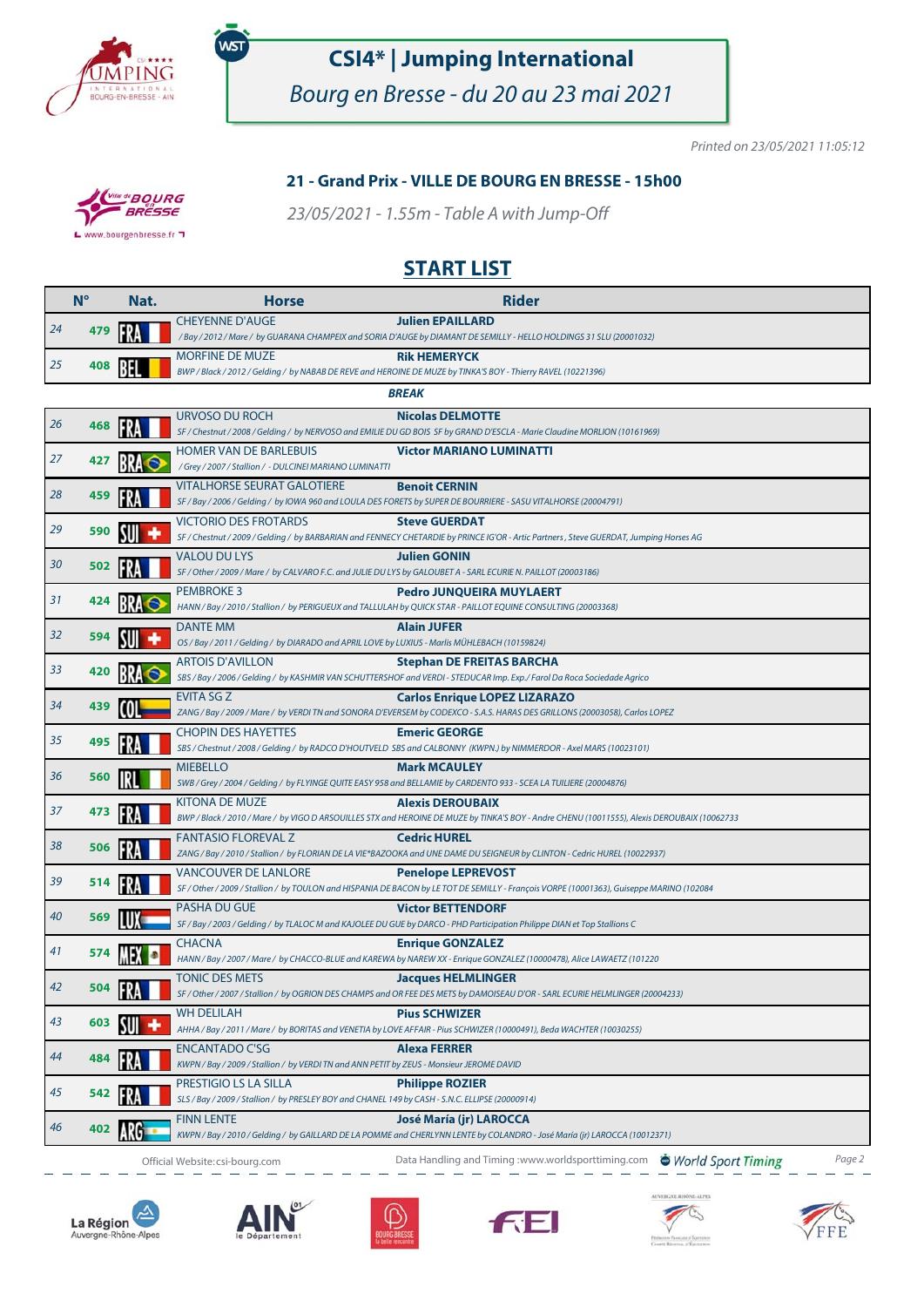# CSI4* | Jumping International

*Bourg en Bresse - du 20 au 23 mai 2021*

*Printed on 23/05/2021 11:05:12*

## 21 - Grand Prix - VILLE DE BOURG EN BRESSE - 15h00

*23/05/2021 - 1.55m - Table A with Jump-Off*

## START LIST

| | N° | Nat. | Horse | Rider |
|---|---|---|---|---|
| 24 | 479 | FRA | CHEYENNE D'AUGE<br>*/ Bay / 2012 / Mare / by GUARANA CHAMPEIX and SORIA D'AUGE by DIAMANT DE SEMILLY - HELLO HOLDINGS 31 SLU (20001032)* | **Julien EPAILLARD** |
| 25 | 408 | BEL | MORFINE DE MUZE<br>*BWP / Black / 2012 / Gelding / by NABAB DE REVE and HEROINE DE MUZE by TINKA'S BOY - Thierry RAVEL (10221396)* | **Rik HEMERYCK** |
| | | | ***BREAK*** | |
| 26 | 468 | FRA | URVOSO DU ROCH<br>*SF / Chestnut / 2008 / Gelding / by NERVOSO and EMILIE DU GD BOIS SF by GRAND D'ESCLA - Marie Claudine MORLION (10161969)* | **Nicolas DELMOTTE** |
| 27 | 427 | BRA | HOMER VAN DE BARLEBUIS<br>*/ Grey / 2007 / Stallion / - DULCINEI MARIANO LUMINATTI* | **Victor MARIANO LUMINATTI** |
| 28 | 459 | FRA | VITALHORSE SEURAT GALOTIERE<br>*SF / Bay / 2006 / Gelding / by IOWA 960 and LOULA DES FORETS by SUPER DE BOURRIERE - SASU VITALHORSE (20004791)* | **Benoit CERNIN** |
| 29 | 590 | SUI | VICTORIO DES FROTARDS<br>*SF / Chestnut / 2009 / Gelding / by BARBARIAN and FENNECY CHETARDIE by PRINCE IG'OR - Artic Partners , Steve GUERDAT, Jumping Horses AG* | **Steve GUERDAT** |
| 30 | 502 | FRA | VALOU DU LYS<br>*SF / Other / 2009 / Mare / by CALVARO F.C. and JULIE DU LYS by GALOUBET A - SARL ECURIE N. PAILLOT (20003186)* | **Julien GONIN** |
| 31 | 424 | BRA | PEMBROKE 3<br>*HANN / Bay / 2010 / Stallion / by PERIGUEUX and TALLULAH by QUICK STAR - PAILLOT EQUINE CONSULTING (20003368)* | **Pedro JUNQUEIRA MUYLAERT** |
| 32 | 594 | SUI | DANTE MM<br>*OS / Bay / 2011 / Gelding / by DIARADO and APRIL LOVE by LUXIUS - Marlis MÜHLEBACH (10159824)* | **Alain JUFER** |
| 33 | 420 | BRA | ARTOIS D'AVILLON<br>*SBS / Bay / 2006 / Gelding / by KASHMIR VAN SCHUTTERSHOF and VERDI - STEDUCAR Imp. Exp./ Farol Da Roca Sociedade Agrico* | **Stephan DE FREITAS BARCHA** |
| 34 | 439 | COL | EVITA SG Z<br>*ZANG / Bay / 2009 / Mare / by VERDI TN and SONORA D'EVERSEM by CODEXCO - S.A.S. HARAS DES GRILLONS (20003058), Carlos LOPEZ* | **Carlos Enrique LOPEZ LIZARAZO** |
| 35 | 495 | FRA | CHOPIN DES HAYETTES<br>*SBS / Chestnut / 2008 / Gelding / by RADCO D'HOUTVELD SBS and CALBONNY (KWPN.) by NIMMERDOR - Axel MARS (10023101)* | **Emeric GEORGE** |
| 36 | 560 | IRL | MIEBELLO<br>*SWB / Grey / 2004 / Gelding / by FLYINGE QUITE EASY 958 and BELLAMIE by CARDENTO 933 - SCEA LA TUILIERE (20004876)* | **Mark MCAULEY** |
| 37 | 473 | FRA | KITONA DE MUZE<br>*BWP / Black / 2010 / Mare / by VIGO D ARSOUILLES STX and HEROINE DE MUZE by TINKA'S BOY - Andre CHENU (10011555), Alexis DEROUBAIX (10062733* | **Alexis DEROUBAIX** |
| 38 | 506 | FRA | FANTASIO FLOREVAL Z<br>*ZANG / Bay / 2010 / Stallion / by FLORIAN DE LA VIE*BAZOOKA and UNE DAME DU SEIGNEUR by CLINTON - Cedric HUREL (10022937)* | **Cedric HUREL** |
| 39 | 514 | FRA | VANCOUVER DE LANLORE<br>*SF / Other / 2009 / Stallion / by TOULON and HISPANIA DE BACON by LE TOT DE SEMILLY - François VORPE (10001363), Guiseppe MARINO (102084* | **Penelope LEPREVOST** |
| 40 | 569 | LUX | PASHA DU GUE<br>*SF / Bay / 2003 / Gelding / by TLALOC M and KAJOLEE DU GUE by DARCO - PHD Participation Philippe DIAN et Top Stallions C* | **Victor BETTENDORF** |
| 41 | 574 | MEX | CHACNA<br>*HANN / Bay / 2007 / Mare / by CHACCO-BLUE and KAREWA by NAREW XX - Enrique GONZALEZ (10000478), Alice LAWAETZ (101220* | **Enrique GONZALEZ** |
| 42 | 504 | FRA | TONIC DES METS<br>*SF / Other / 2007 / Stallion / by OGRION DES CHAMPS and OR FEE DES METS by DAMOISEAU D'OR - SARL ECURIE HELMLINGER (20004233)* | **Jacques HELMLINGER** |
| 43 | 603 | SUI | WH DELILAH<br>*AHHA / Bay / 2011 / Mare / by BORITAS and VENETIA by LOVE AFFAIR - Pius SCHWIZER (10000491), Beda WACHTER (10030255)* | **Pius SCHWIZER** |
| 44 | 484 | FRA | ENCANTADO C'SG<br>*KWPN / Bay / 2009 / Stallion / by VERDI TN and ANN PETIT by ZEUS - Monsieur JEROME DAVID* | **Alexa FERRER** |
| 45 | 542 | FRA | PRESTIGIO LS LA SILLA<br>*SLS / Bay / 2009 / Stallion / by PRESLEY BOY and CHANEL 149 by CASH - S.N.C. ELLIPSE (20000914)* | **Philippe ROZIER** |
| 46 | 402 | ARG | FINN LENTE<br>*KWPN / Bay / 2010 / Gelding / by GAILLARD DE LA POMME and CHERLYNN LENTE by COLANDRO - José María (jr) LAROCCA (10012371)* | **José María (jr) LAROCCA** |

Official Website: csi-bourg.com — Data Handling and Timing :www.worldsporttiming.com — World Sport Timing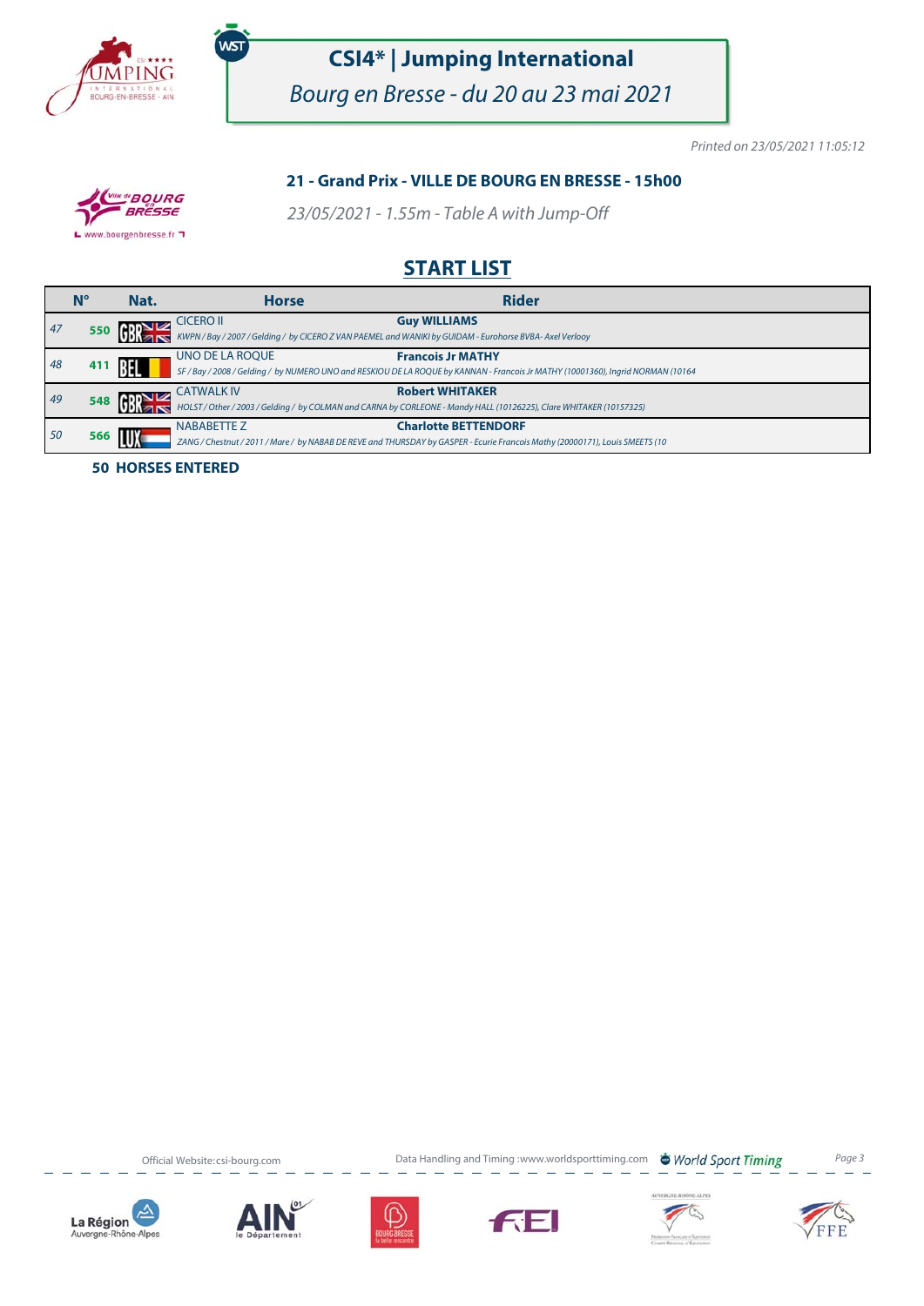# CSI4* | Jumping International

*Bourg en Bresse - du 20 au 23 mai 2021*

*Printed on 23/05/2021 11:05:12*

## 21 - Grand Prix - VILLE DE BOURG EN BRESSE - 15h00

*23/05/2021 - 1.55m - Table A with Jump-Off*

## START LIST

| | N° | Nat. | Horse | Rider |
|---|---|---|---|---|
| 47 | 550 | GBR | CICERO II<br>*KWPN / Bay / 2007 / Gelding / by CICERO Z VAN PAEMEL and WANIKI by GUIDAM - Eurohorse BVBA- Axel Verlooy* | **Guy WILLIAMS** |
| 48 | 411 | BEL | UNO DE LA ROQUE<br>*SF / Bay / 2008 / Gelding / by NUMERO UNO and RESKIOU DE LA ROQUE by KANNAN - Francois Jr MATHY (10001360), Ingrid NORMAN (10164* | **Francois Jr MATHY** |
| 49 | 548 | GBR | CATWALK IV<br>*HOLST / Other / 2003 / Gelding / by COLMAN and CARNA by CORLEONE - Mandy HALL (10126225), Clare WHITAKER (10157325)* | **Robert WHITAKER** |
| 50 | 566 | LUX | NABABETTE Z<br>*ZANG / Chestnut / 2011 / Mare / by NABAB DE REVE and THURSDAY by GASPER - Ecurie Francois Mathy (20000171), Louis SMEETS (10* | **Charlotte BETTENDORF** |

**50 HORSES ENTERED**

Official Website: csi-bourg.com

Data Handling and Timing :www.worldsporttiming.com World Sport Timing